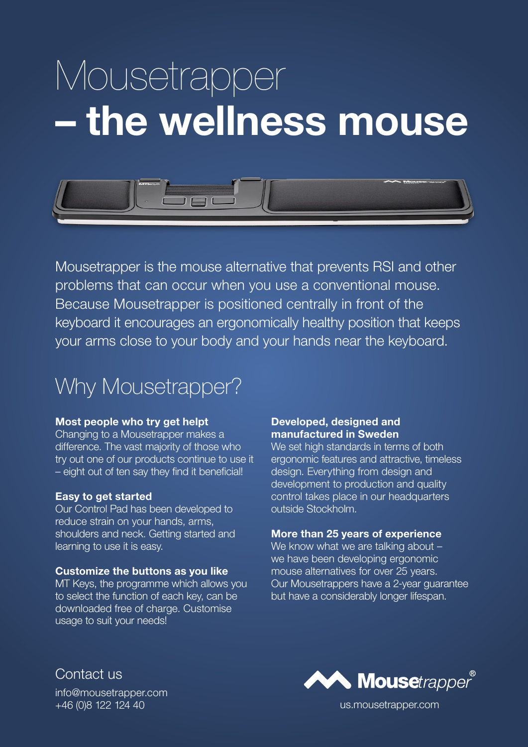# Mousetrapper
# – the wellness mouse

Mousetrapper is the mouse alternative that prevents RSI and other problems that can occur when you use a conventional mouse. Because Mousetrapper is positioned centrally in front of the keyboard it encourages an ergonomically healthy position that keeps your arms close to your body and your hands near the keyboard.

## Why Mousetrapper?

**Most people who try get helpt**
Changing to a Mousetrapper makes a difference. The vast majority of those who try out one of our products continue to use it – eight out of ten say they find it beneficial!

**Easy to get started**
Our Control Pad has been developed to reduce strain on your hands, arms, shoulders and neck. Getting started and learning to use it is easy.

**Customize the buttons as you like**
MT Keys, the programme which allows you to select the function of each key, can be downloaded free of charge. Customise usage to suit your needs!

**Developed, designed and manufactured in Sweden**
We set high standards in terms of both ergonomic features and attractive, timeless design. Everything from design and development to production and quality control takes place in our headquarters outside Stockholm.

**More than 25 years of experience**
We know what we are talking about – we have been developing ergonomic mouse alternatives for over 25 years. Our Mousetrappers have a 2-year guarantee but have a considerably longer lifespan.

## Contact us

info@mousetrapper.com
+46 (0)8 122 124 40

Mousetrapper®
us.mousetrapper.com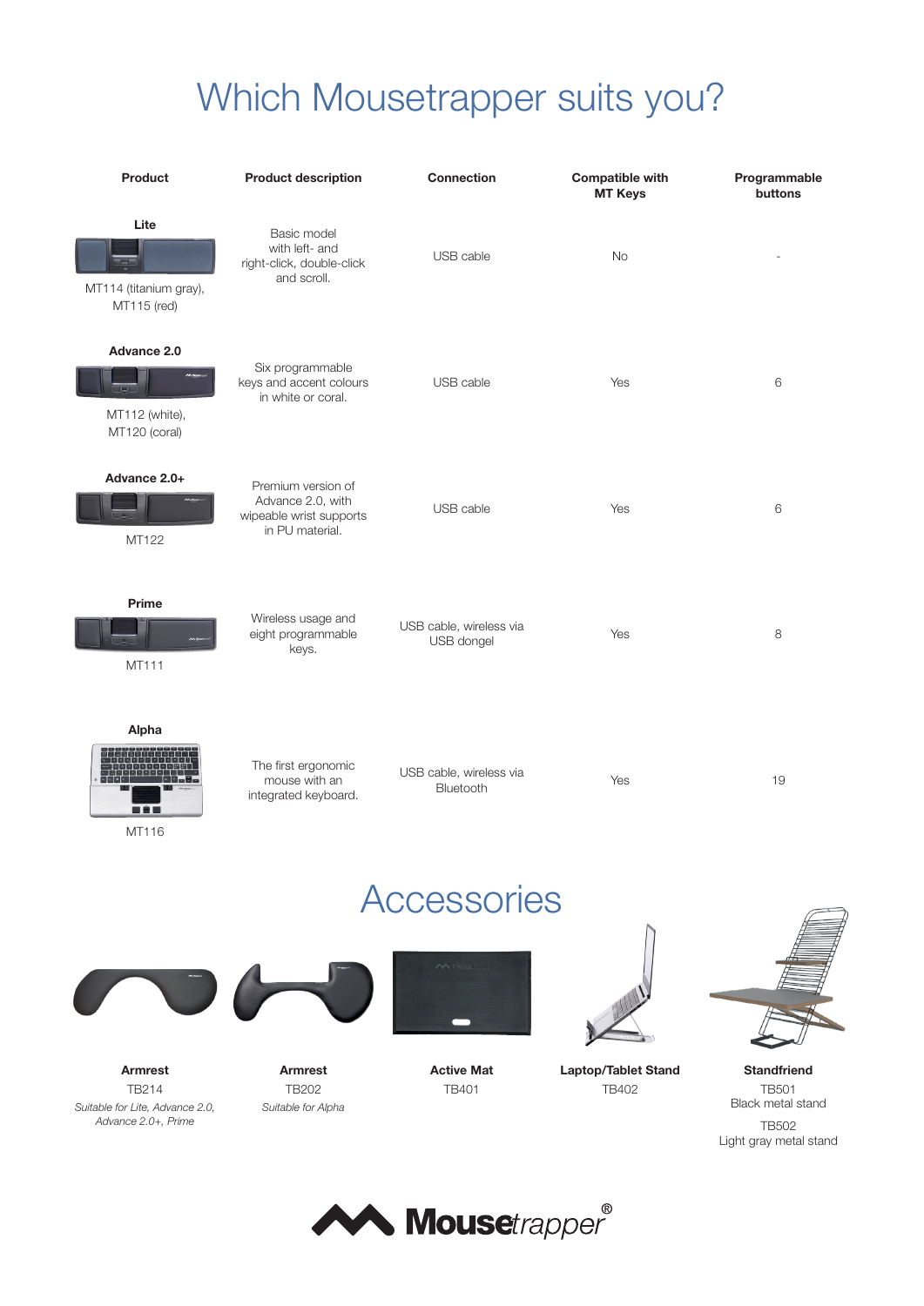# Which Mousetrapper suits you?

| Product | Product description | Connection | Compatible with MT Keys | Programmable buttons |
|---|---|---|---|---|
| **Lite**<br>MT114 (titanium gray), MT115 (red) | Basic model with left- and right-click, double-click and scroll. | USB cable | No | - |
| **Advance 2.0**<br>MT112 (white), MT120 (coral) | Six programmable keys and accent colours in white or coral. | USB cable | Yes | 6 |
| **Advance 2.0+**<br>MT122 | Premium version of Advance 2.0, with wipeable wrist supports in PU material. | USB cable | Yes | 6 |
| **Prime**<br>MT111 | Wireless usage and eight programmable keys. | USB cable, wireless via USB dongel | Yes | 8 |
| **Alpha**<br>MT116 | The first ergonomic mouse with an integrated keyboard. | USB cable, wireless via Bluetooth | Yes | 19 |

# Accessories

**Armrest**
TB214
*Suitable for Lite, Advance 2.0, Advance 2.0+, Prime*

**Armrest**
TB202
*Suitable for Alpha*

**Active Mat**
TB401

**Laptop/Tablet Stand**
TB402

**Standfriend**
TB501
Black metal stand

TB502
Light gray metal stand

**Mousetrapper®**